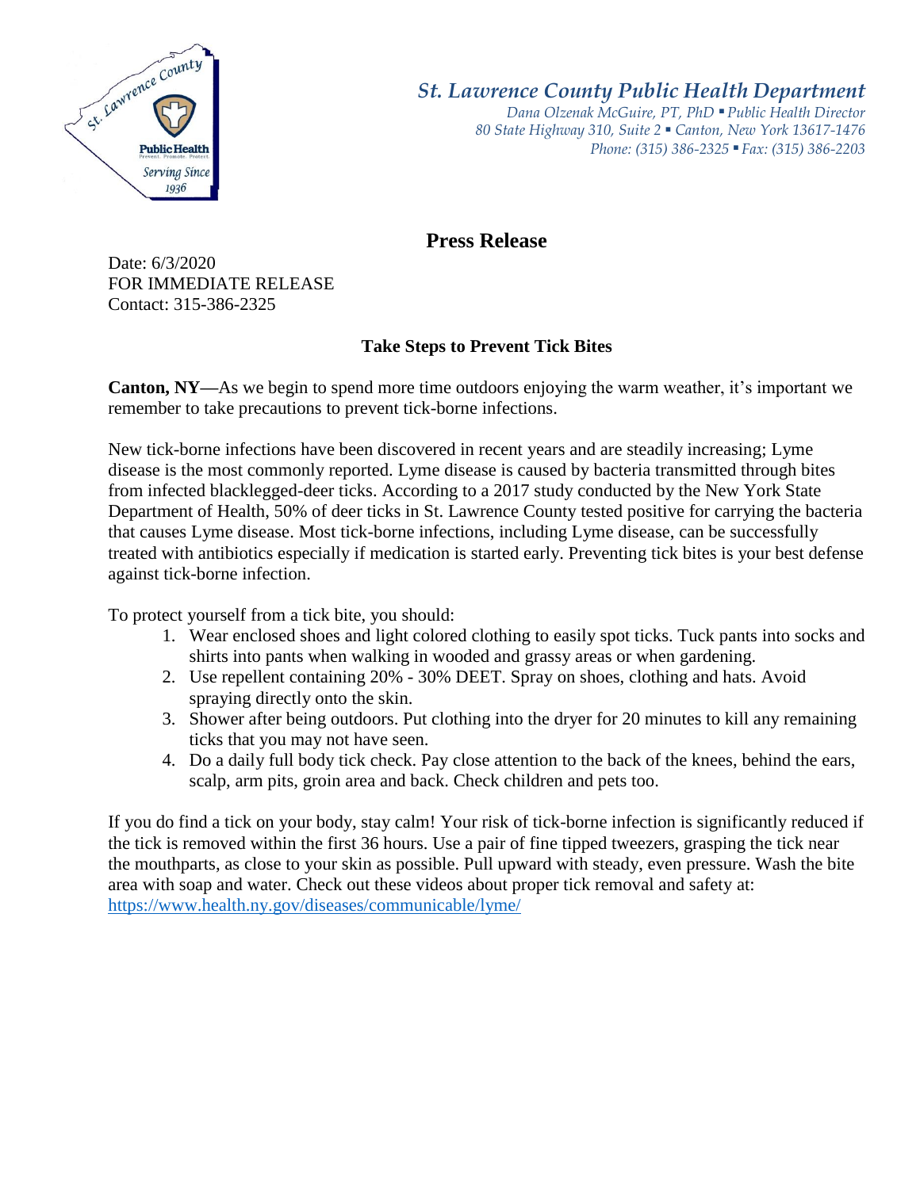# St. Lawrence County Public Health Department

*Dana Olzenak McGuire, PT, PhD ▪ Public Health Director*
*80 State Highway 310, Suite 2 ▪ Canton, New York 13617-1476*
*Phone: (315) 386-2325 ▪ Fax: (315) 386-2203*

## Press Release

Date: 6/3/2020
FOR IMMEDIATE RELEASE
Contact: 315-386-2325

### Take Steps to Prevent Tick Bites

**Canton, NY—**As we begin to spend more time outdoors enjoying the warm weather, it's important we remember to take precautions to prevent tick-borne infections.

New tick-borne infections have been discovered in recent years and are steadily increasing; Lyme disease is the most commonly reported. Lyme disease is caused by bacteria transmitted through bites from infected blacklegged-deer ticks. According to a 2017 study conducted by the New York State Department of Health, 50% of deer ticks in St. Lawrence County tested positive for carrying the bacteria that causes Lyme disease. Most tick-borne infections, including Lyme disease, can be successfully treated with antibiotics especially if medication is started early. Preventing tick bites is your best defense against tick-borne infection.

To protect yourself from a tick bite, you should:

1. Wear enclosed shoes and light colored clothing to easily spot ticks. Tuck pants into socks and shirts into pants when walking in wooded and grassy areas or when gardening.
2. Use repellent containing 20% - 30% DEET. Spray on shoes, clothing and hats. Avoid spraying directly onto the skin.
3. Shower after being outdoors. Put clothing into the dryer for 20 minutes to kill any remaining ticks that you may not have seen.
4. Do a daily full body tick check. Pay close attention to the back of the knees, behind the ears, scalp, arm pits, groin area and back. Check children and pets too.

If you do find a tick on your body, stay calm! Your risk of tick-borne infection is significantly reduced if the tick is removed within the first 36 hours. Use a pair of fine tipped tweezers, grasping the tick near the mouthparts, as close to your skin as possible. Pull upward with steady, even pressure. Wash the bite area with soap and water. Check out these videos about proper tick removal and safety at: https://www.health.ny.gov/diseases/communicable/lyme/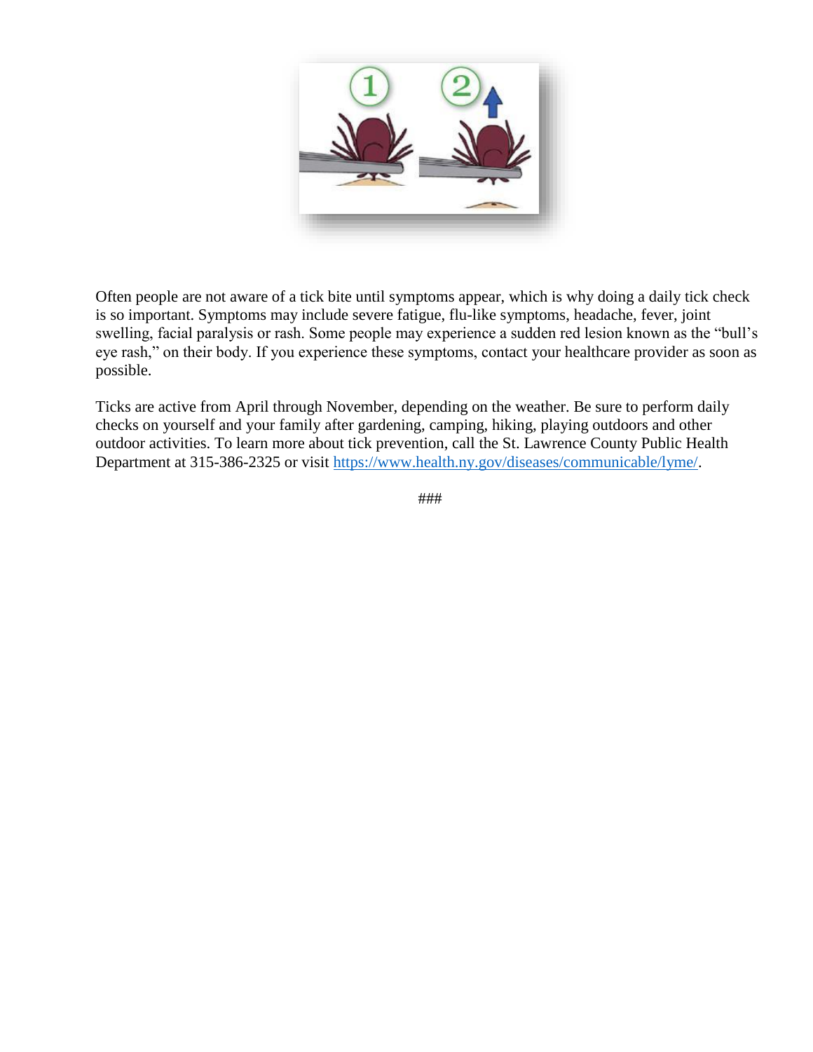Often people are not aware of a tick bite until symptoms appear, which is why doing a daily tick check is so important. Symptoms may include severe fatigue, flu-like symptoms, headache, fever, joint swelling, facial paralysis or rash. Some people may experience a sudden red lesion known as the "bull's eye rash," on their body. If you experience these symptoms, contact your healthcare provider as soon as possible.

Ticks are active from April through November, depending on the weather. Be sure to perform daily checks on yourself and your family after gardening, camping, hiking, playing outdoors and other outdoor activities. To learn more about tick prevention, call the St. Lawrence County Public Health Department at 315-386-2325 or visit https://www.health.ny.gov/diseases/communicable/lyme/.

###